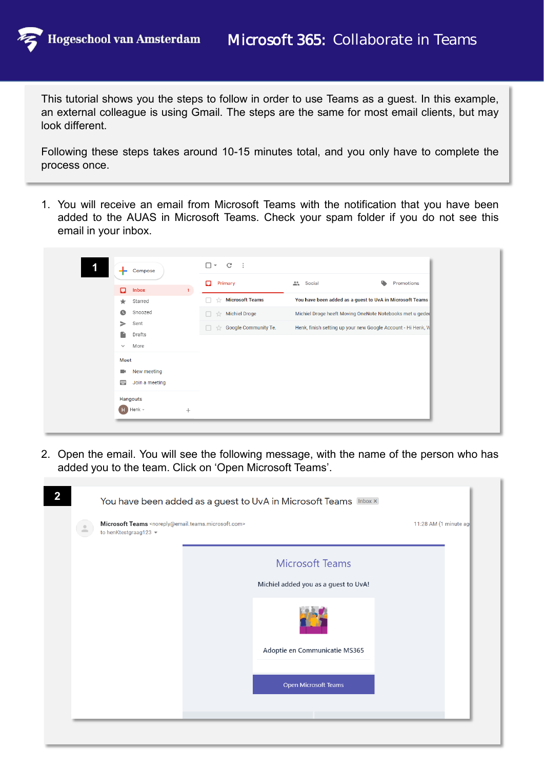# Microsoft 365: Collaborate in Teams

Hogeschool van Amsterdam

This tutorial shows you the steps to follow in order to use Teams as a guest. In this example, an external colleague is using Gmail. The steps are the same for most email clients, but may look different.

Following these steps takes around 10-15 minutes total, and you only have to complete the process once.

1. You will receive an email from Microsoft Teams with the notification that you have been added to the AUAS in Microsoft Teams. Check your spam folder if you do not see this email in your inbox.

2. Open the email. You will see the following message, with the name of the person who has added you to the team. Click on ‘Open Microsoft Teams’.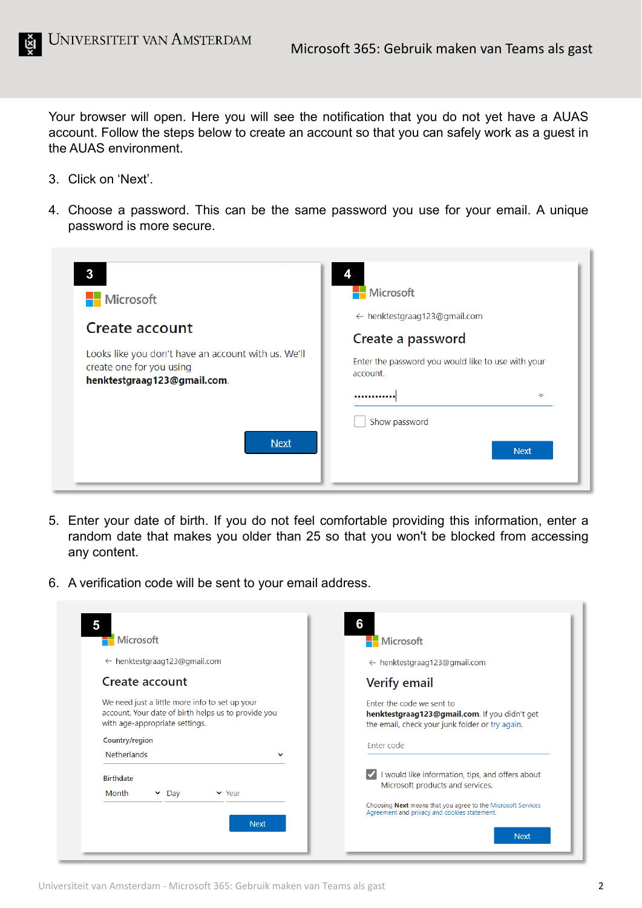Your browser will open. Here you will see the notification that you do not yet have a AUAS account. Follow the steps below to create an account so that you can safely work as a guest in the AUAS environment.

3. Click on 'Next'.

4. Choose a password. This can be the same password you use for your email. A unique password is more secure.

5. Enter your date of birth. If you do not feel comfortable providing this information, enter a random date that makes you older than 25 so that you won't be blocked from accessing any content.

6. A verification code will be sent to your email address.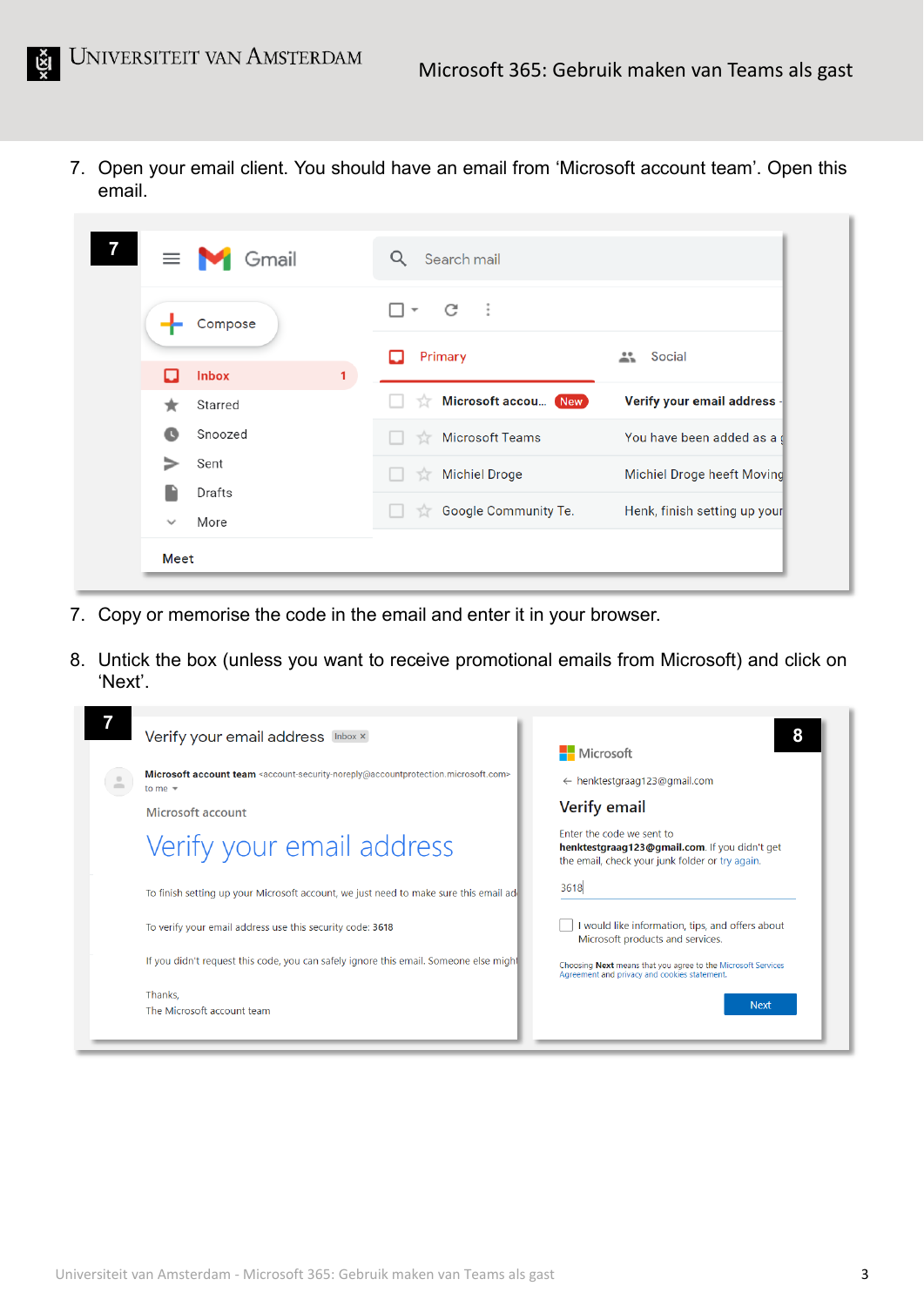7. Open your email client. You should have an email from 'Microsoft account team'. Open this email.

7. Copy or memorise the code in the email and enter it in your browser.

8. Untick the box (unless you want to receive promotional emails from Microsoft) and click on 'Next'.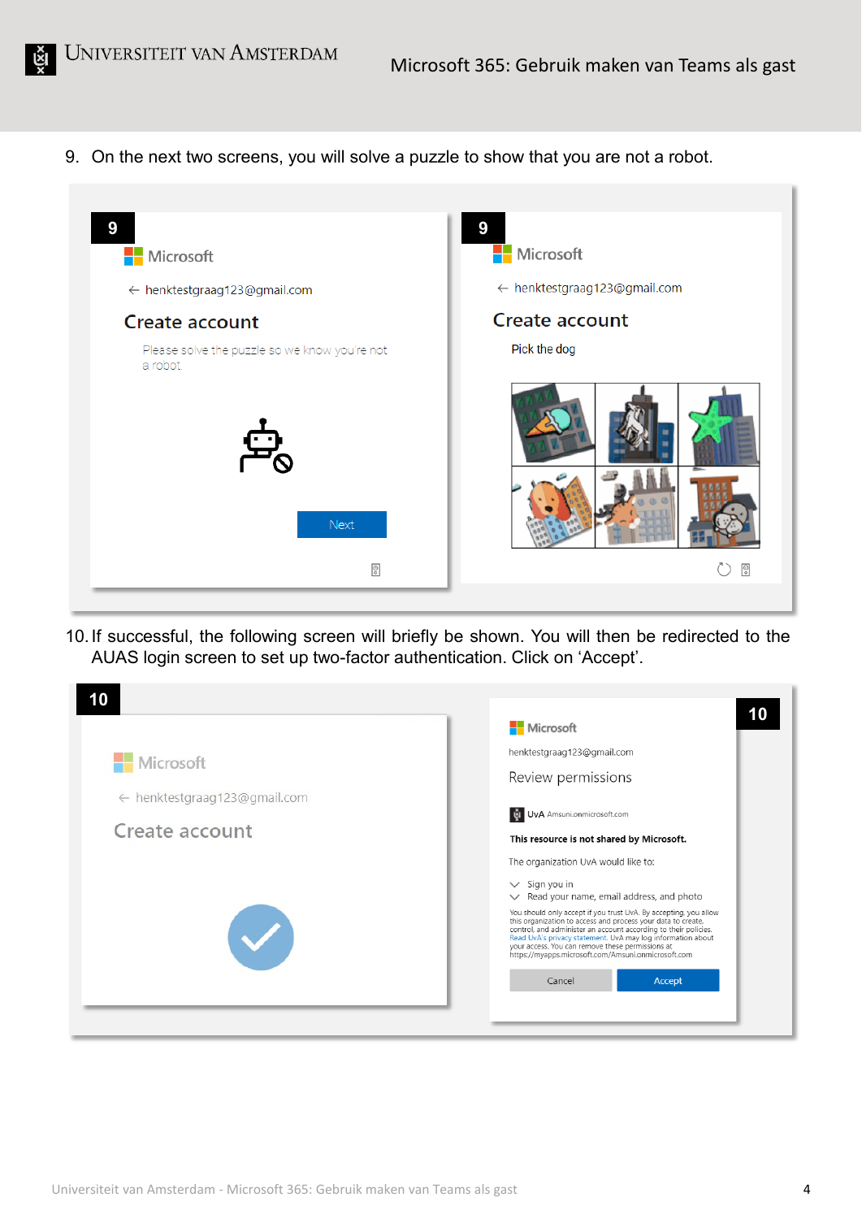9. On the next two screens, you will solve a puzzle to show that you are not a robot.

10. If successful, the following screen will briefly be shown. You will then be redirected to the AUAS login screen to set up two-factor authentication. Click on ‘Accept’.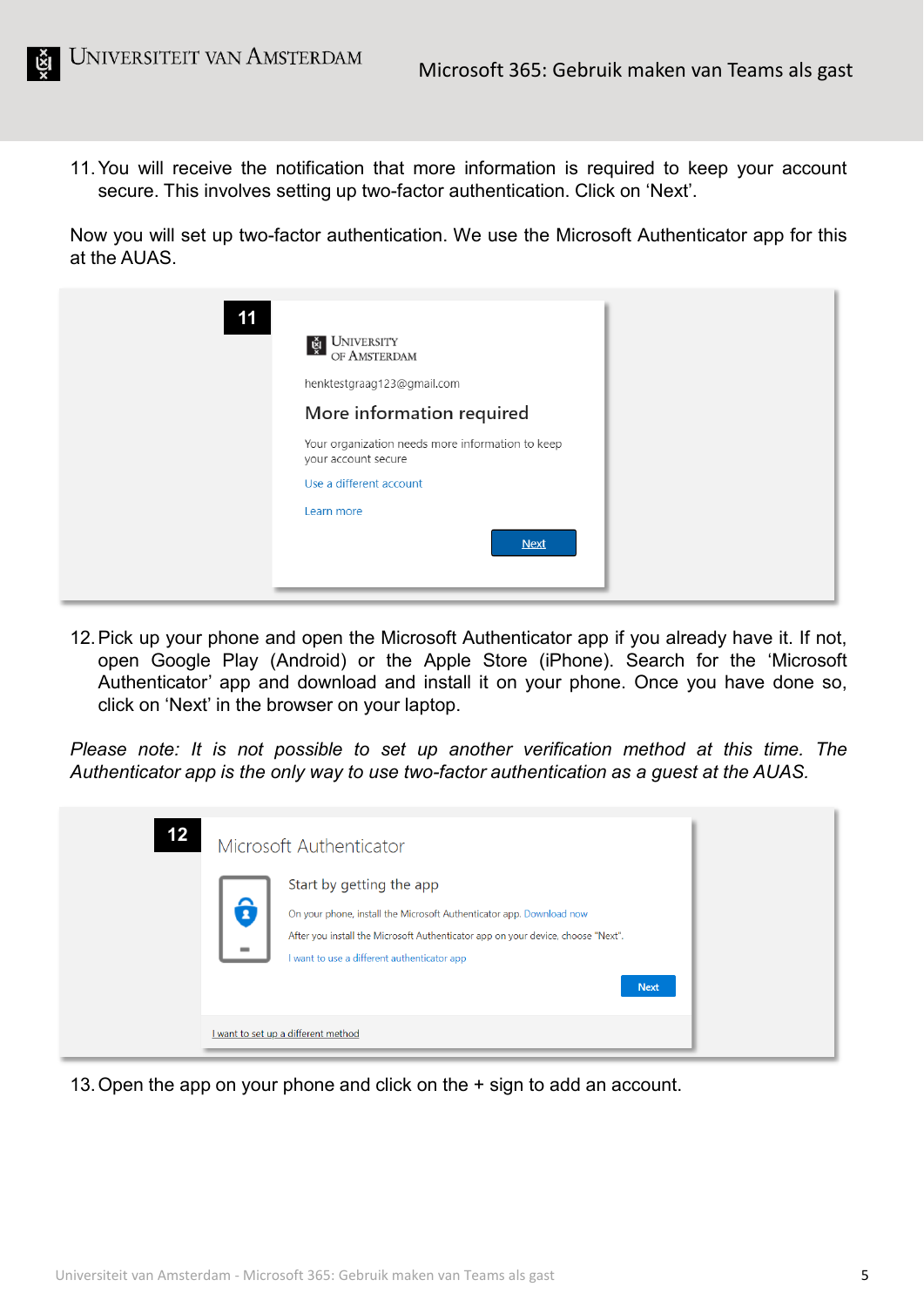11. You will receive the notification that more information is required to keep your account secure. This involves setting up two-factor authentication. Click on 'Next'.

Now you will set up two-factor authentication. We use the Microsoft Authenticator app for this at the AUAS.

**11**

UNIVERSITY OF AMSTERDAM

henktestgraag123@gmail.com

More information required

Your organization needs more information to keep your account secure

Use a different account

Learn more

Next

12. Pick up your phone and open the Microsoft Authenticator app if you already have it. If not, open Google Play (Android) or the Apple Store (iPhone). Search for the 'Microsoft Authenticator' app and download and install it on your phone. Once you have done so, click on 'Next' in the browser on your laptop.

*Please note: It is not possible to set up another verification method at this time. The Authenticator app is the only way to use two-factor authentication as a guest at the AUAS.*

**12**

Microsoft Authenticator

Start by getting the app

On your phone, install the Microsoft Authenticator app. Download now

After you install the Microsoft Authenticator app on your device, choose "Next".

I want to use a different authenticator app

Next

I want to set up a different method

13. Open the app on your phone and click on the + sign to add an account.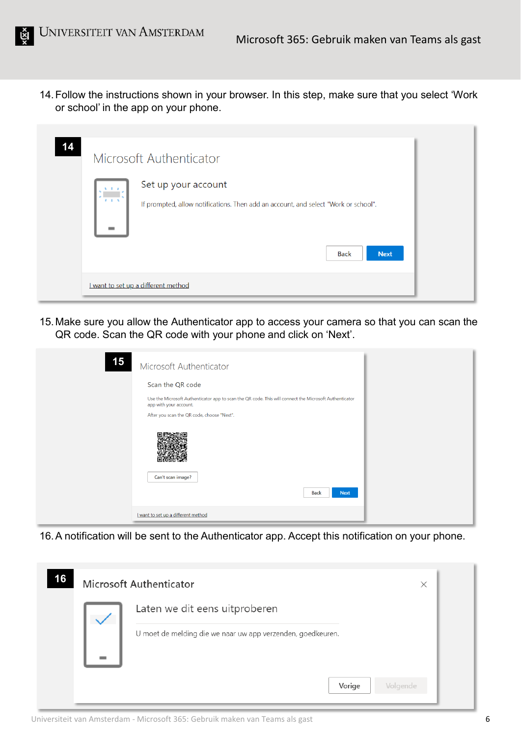14. Follow the instructions shown in your browser. In this step, make sure that you select 'Work or school' in the app on your phone.

14

Microsoft Authenticator

Set up your account

If prompted, allow notifications. Then add an account, and select "Work or school".

Back Next

I want to set up a different method

15. Make sure you allow the Authenticator app to access your camera so that you can scan the QR code. Scan the QR code with your phone and click on 'Next'.

15

Microsoft Authenticator

Scan the QR code

Use the Microsoft Authenticator app to scan the QR code. This will connect the Microsoft Authenticator app with your account.

After you scan the QR code, choose "Next".

Can't scan image?

Back Next

I want to set up a different method

16. A notification will be sent to the Authenticator app. Accept this notification on your phone.

16

Microsoft Authenticator

Laten we dit eens uitproberen

U moet de melding die we naar uw app verzenden, goedkeuren.

Vorige Volgende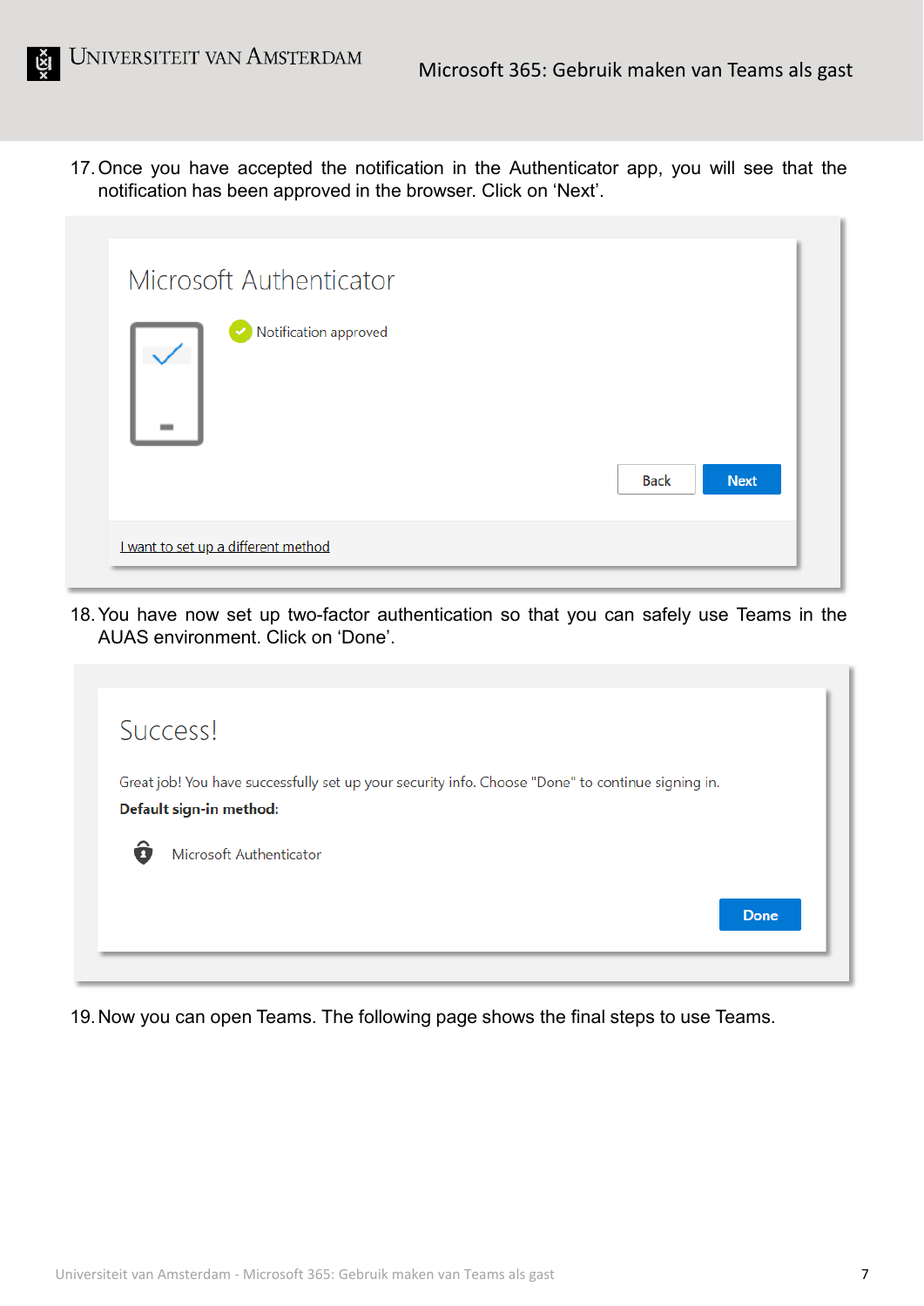17. Once you have accepted the notification in the Authenticator app, you will see that the notification has been approved in the browser. Click on ‘Next’.

Microsoft Authenticator

Notification approved

Back Next

I want to set up a different method

18. You have now set up two-factor authentication so that you can safely use Teams in the AUAS environment. Click on ‘Done’.

Success!

Great job! You have successfully set up your security info. Choose "Done" to continue signing in.

**Default sign-in method:**

Microsoft Authenticator

Done

19. Now you can open Teams. The following page shows the final steps to use Teams.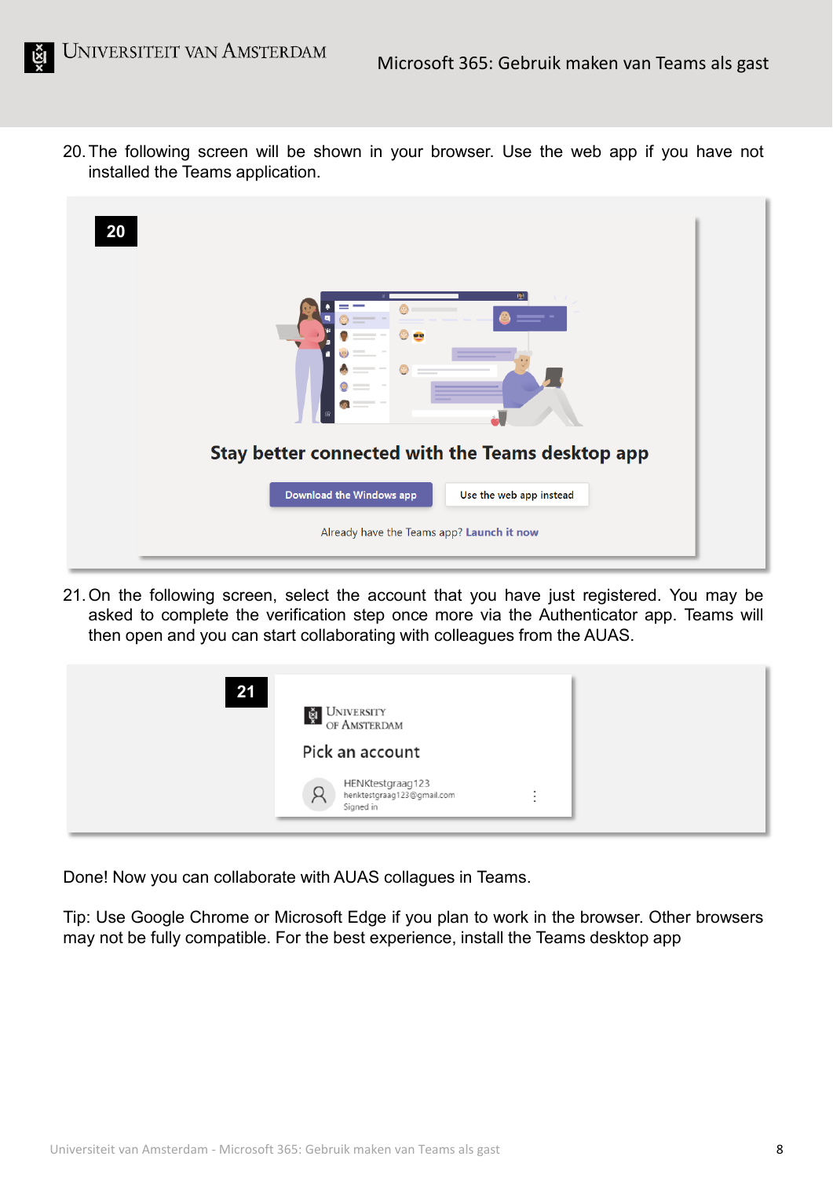20. The following screen will be shown in your browser. Use the web app if you have not installed the Teams application.

21. On the following screen, select the account that you have just registered. You may be asked to complete the verification step once more via the Authenticator app. Teams will then open and you can start collaborating with colleagues from the AUAS.

Done! Now you can collaborate with AUAS collagues in Teams.

Tip: Use Google Chrome or Microsoft Edge if you plan to work in the browser. Other browsers may not be fully compatible. For the best experience, install the Teams desktop app